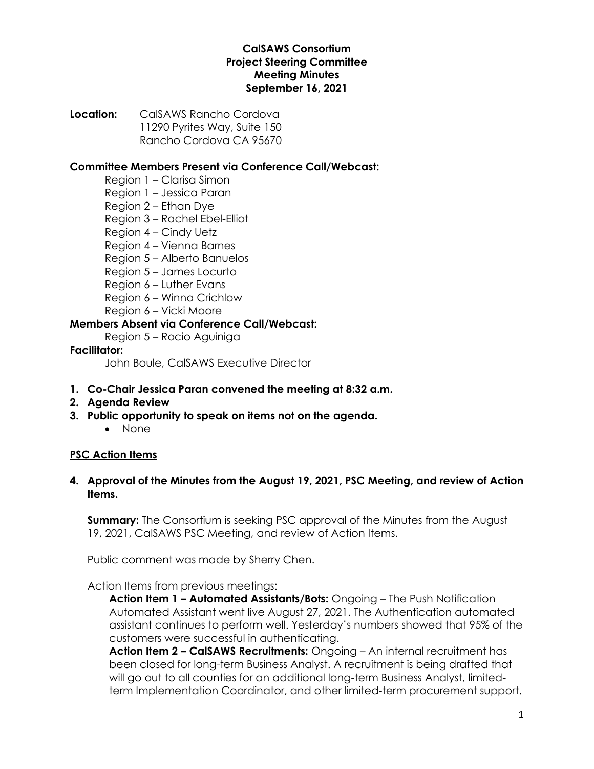**CalSAWS Consortium**
**Project Steering Committee**
**Meeting Minutes**
**September 16, 2021**

**Location:** CalSAWS Rancho Cordova
11290 Pyrites Way, Suite 150
Rancho Cordova CA 95670

**Committee Members Present via Conference Call/Webcast:**

Region 1 – Clarisa Simon
Region 1 – Jessica Paran
Region 2 – Ethan Dye
Region 3 – Rachel Ebel-Elliot
Region 4 – Cindy Uetz
Region 4 – Vienna Barnes
Region 5 – Alberto Banuelos
Region 5 – James Locurto
Region 6 – Luther Evans
Region 6 – Winna Crichlow
Region 6 – Vicki Moore

**Members Absent via Conference Call/Webcast:**

Region 5 – Rocio Aguiniga

**Facilitator:**

John Boule, CalSAWS Executive Director

1. **Co-Chair Jessica Paran convened the meeting at 8:32 a.m.**
2. **Agenda Review**
3. **Public opportunity to speak on items not on the agenda.**
   - None

**PSC Action Items**

4. **Approval of the Minutes from the August 19, 2021, PSC Meeting, and review of Action Items.**

   **Summary:** The Consortium is seeking PSC approval of the Minutes from the August 19, 2021, CalSAWS PSC Meeting, and review of Action Items.

   Public comment was made by Sherry Chen.

   Action Items from previous meetings:

   **Action Item 1 – Automated Assistants/Bots:** Ongoing – The Push Notification Automated Assistant went live August 27, 2021. The Authentication automated assistant continues to perform well. Yesterday's numbers showed that 95% of the customers were successful in authenticating.

   **Action Item 2 – CalSAWS Recruitments:** Ongoing – An internal recruitment has been closed for long-term Business Analyst. A recruitment is being drafted that will go out to all counties for an additional long-term Business Analyst, limited-term Implementation Coordinator, and other limited-term procurement support.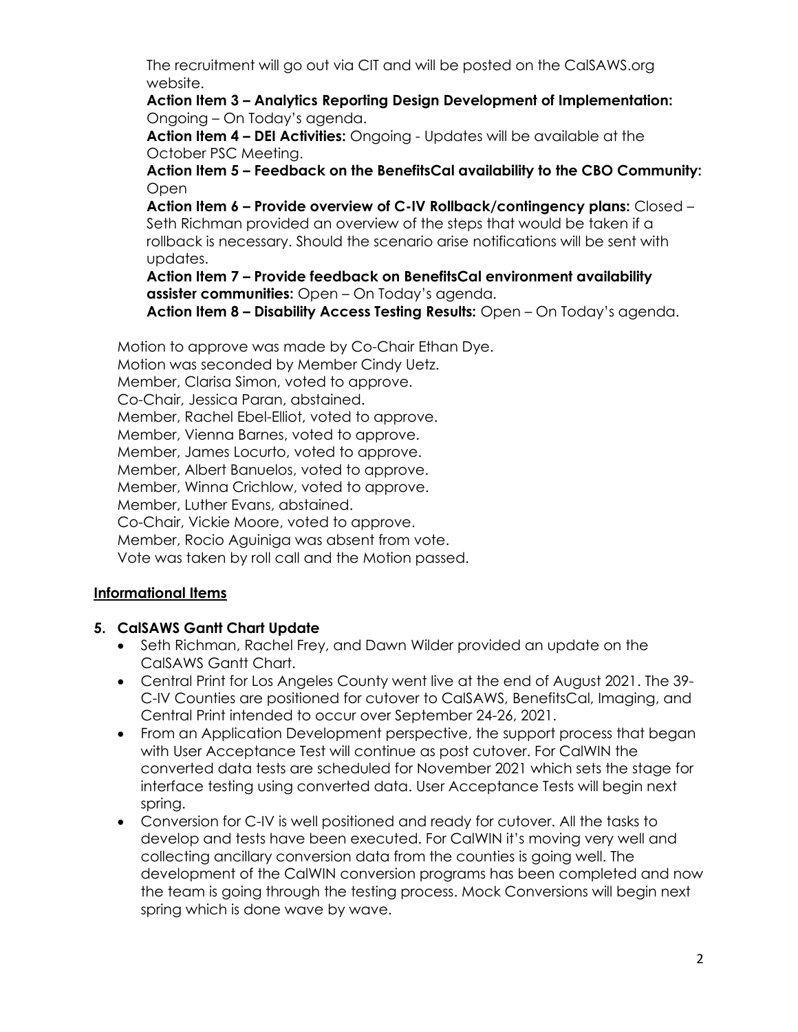The recruitment will go out via CIT and will be posted on the CalSAWS.org website.

**Action Item 3 – Analytics Reporting Design Development of Implementation:** Ongoing – On Today's agenda.

**Action Item 4 – DEI Activities:** Ongoing - Updates will be available at the October PSC Meeting.

**Action Item 5 – Feedback on the BenefitsCal availability to the CBO Community:** Open

**Action Item 6 – Provide overview of C-IV Rollback/contingency plans:** Closed – Seth Richman provided an overview of the steps that would be taken if a rollback is necessary. Should the scenario arise notifications will be sent with updates.

**Action Item 7 – Provide feedback on BenefitsCal environment availability assister communities:** Open – On Today's agenda.

**Action Item 8 – Disability Access Testing Results:** Open – On Today's agenda.

Motion to approve was made by Co-Chair Ethan Dye.
Motion was seconded by Member Cindy Uetz.
Member, Clarisa Simon, voted to approve.
Co-Chair, Jessica Paran, abstained.
Member, Rachel Ebel-Elliot, voted to approve.
Member, Vienna Barnes, voted to approve.
Member, James Locurto, voted to approve.
Member, Albert Banuelos, voted to approve.
Member, Winna Crichlow, voted to approve.
Member, Luther Evans, abstained.
Co-Chair, Vickie Moore, voted to approve.
Member, Rocio Aguiniga was absent from vote.
Vote was taken by roll call and the Motion passed.

## Informational Items

### 5. CalSAWS Gantt Chart Update

- Seth Richman, Rachel Frey, and Dawn Wilder provided an update on the CalSAWS Gantt Chart.
- Central Print for Los Angeles County went live at the end of August 2021. The 39-C-IV Counties are positioned for cutover to CalSAWS, BenefitsCal, Imaging, and Central Print intended to occur over September 24-26, 2021.
- From an Application Development perspective, the support process that began with User Acceptance Test will continue as post cutover. For CalWIN the converted data tests are scheduled for November 2021 which sets the stage for interface testing using converted data. User Acceptance Tests will begin next spring.
- Conversion for C-IV is well positioned and ready for cutover. All the tasks to develop and tests have been executed. For CalWIN it's moving very well and collecting ancillary conversion data from the counties is going well. The development of the CalWIN conversion programs has been completed and now the team is going through the testing process. Mock Conversions will begin next spring which is done wave by wave.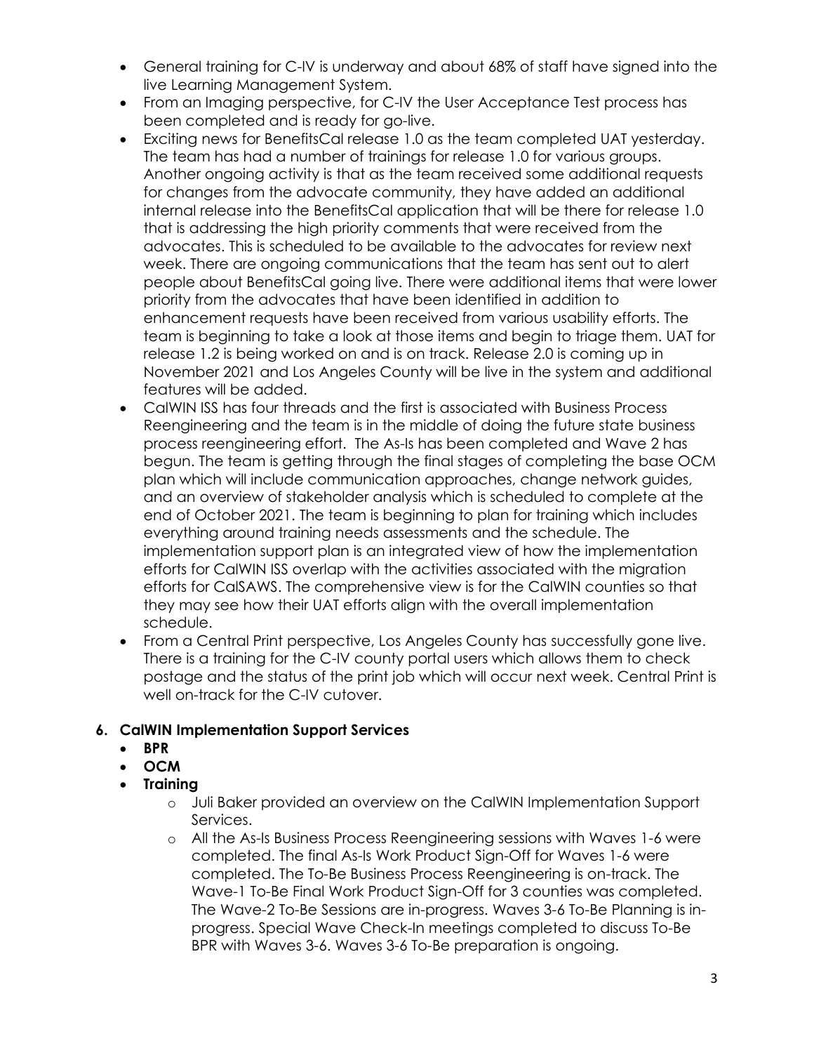- General training for C-IV is underway and about 68% of staff have signed into the live Learning Management System.
- From an Imaging perspective, for C-IV the User Acceptance Test process has been completed and is ready for go-live.
- Exciting news for BenefitsCal release 1.0 as the team completed UAT yesterday. The team has had a number of trainings for release 1.0 for various groups. Another ongoing activity is that as the team received some additional requests for changes from the advocate community, they have added an additional internal release into the BenefitsCal application that will be there for release 1.0 that is addressing the high priority comments that were received from the advocates. This is scheduled to be available to the advocates for review next week. There are ongoing communications that the team has sent out to alert people about BenefitsCal going live. There were additional items that were lower priority from the advocates that have been identified in addition to enhancement requests have been received from various usability efforts. The team is beginning to take a look at those items and begin to triage them. UAT for release 1.2 is being worked on and is on track. Release 2.0 is coming up in November 2021 and Los Angeles County will be live in the system and additional features will be added.
- CalWIN ISS has four threads and the first is associated with Business Process Reengineering and the team is in the middle of doing the future state business process reengineering effort. The As-Is has been completed and Wave 2 has begun. The team is getting through the final stages of completing the base OCM plan which will include communication approaches, change network guides, and an overview of stakeholder analysis which is scheduled to complete at the end of October 2021. The team is beginning to plan for training which includes everything around training needs assessments and the schedule. The implementation support plan is an integrated view of how the implementation efforts for CalWIN ISS overlap with the activities associated with the migration efforts for CalSAWS. The comprehensive view is for the CalWIN counties so that they may see how their UAT efforts align with the overall implementation schedule.
- From a Central Print perspective, Los Angeles County has successfully gone live. There is a training for the C-IV county portal users which allows them to check postage and the status of the print job which will occur next week. Central Print is well on-track for the C-IV cutover.

**6. CalWIN Implementation Support Services**

- **BPR**
- **OCM**
- **Training**
  - Juli Baker provided an overview on the CalWIN Implementation Support Services.
  - All the As-Is Business Process Reengineering sessions with Waves 1-6 were completed. The final As-Is Work Product Sign-Off for Waves 1-6 were completed. The To-Be Business Process Reengineering is on-track. The Wave-1 To-Be Final Work Product Sign-Off for 3 counties was completed. The Wave-2 To-Be Sessions are in-progress. Waves 3-6 To-Be Planning is in-progress. Special Wave Check-In meetings completed to discuss To-Be BPR with Waves 3-6. Waves 3-6 To-Be preparation is ongoing.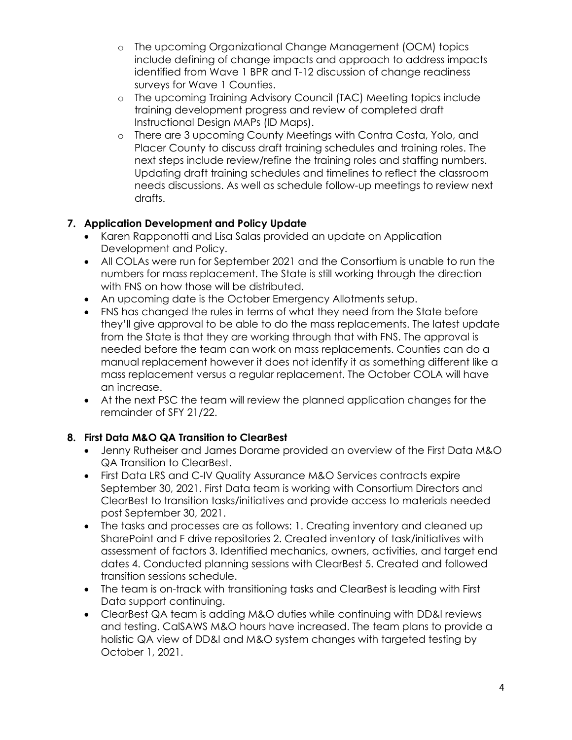- The upcoming Organizational Change Management (OCM) topics include defining of change impacts and approach to address impacts identified from Wave 1 BPR and T-12 discussion of change readiness surveys for Wave 1 Counties.
  - The upcoming Training Advisory Council (TAC) Meeting topics include training development progress and review of completed draft Instructional Design MAPs (ID Maps).
  - There are 3 upcoming County Meetings with Contra Costa, Yolo, and Placer County to discuss draft training schedules and training roles. The next steps include review/refine the training roles and staffing numbers. Updating draft training schedules and timelines to reflect the classroom needs discussions. As well as schedule follow-up meetings to review next drafts.

**7. Application Development and Policy Update**

- Karen Rapponotti and Lisa Salas provided an update on Application Development and Policy.
- All COLAs were run for September 2021 and the Consortium is unable to run the numbers for mass replacement. The State is still working through the direction with FNS on how those will be distributed.
- An upcoming date is the October Emergency Allotments setup.
- FNS has changed the rules in terms of what they need from the State before they'll give approval to be able to do the mass replacements. The latest update from the State is that they are working through that with FNS. The approval is needed before the team can work on mass replacements. Counties can do a manual replacement however it does not identify it as something different like a mass replacement versus a regular replacement. The October COLA will have an increase.
- At the next PSC the team will review the planned application changes for the remainder of SFY 21/22.

**8. First Data M&O QA Transition to ClearBest**

- Jenny Rutheiser and James Dorame provided an overview of the First Data M&O QA Transition to ClearBest.
- First Data LRS and C-IV Quality Assurance M&O Services contracts expire September 30, 2021. First Data team is working with Consortium Directors and ClearBest to transition tasks/initiatives and provide access to materials needed post September 30, 2021.
- The tasks and processes are as follows: 1. Creating inventory and cleaned up SharePoint and F drive repositories 2. Created inventory of task/initiatives with assessment of factors 3. Identified mechanics, owners, activities, and target end dates 4. Conducted planning sessions with ClearBest 5. Created and followed transition sessions schedule.
- The team is on-track with transitioning tasks and ClearBest is leading with First Data support continuing.
- ClearBest QA team is adding M&O duties while continuing with DD&I reviews and testing. CalSAWS M&O hours have increased. The team plans to provide a holistic QA view of DD&I and M&O system changes with targeted testing by October 1, 2021.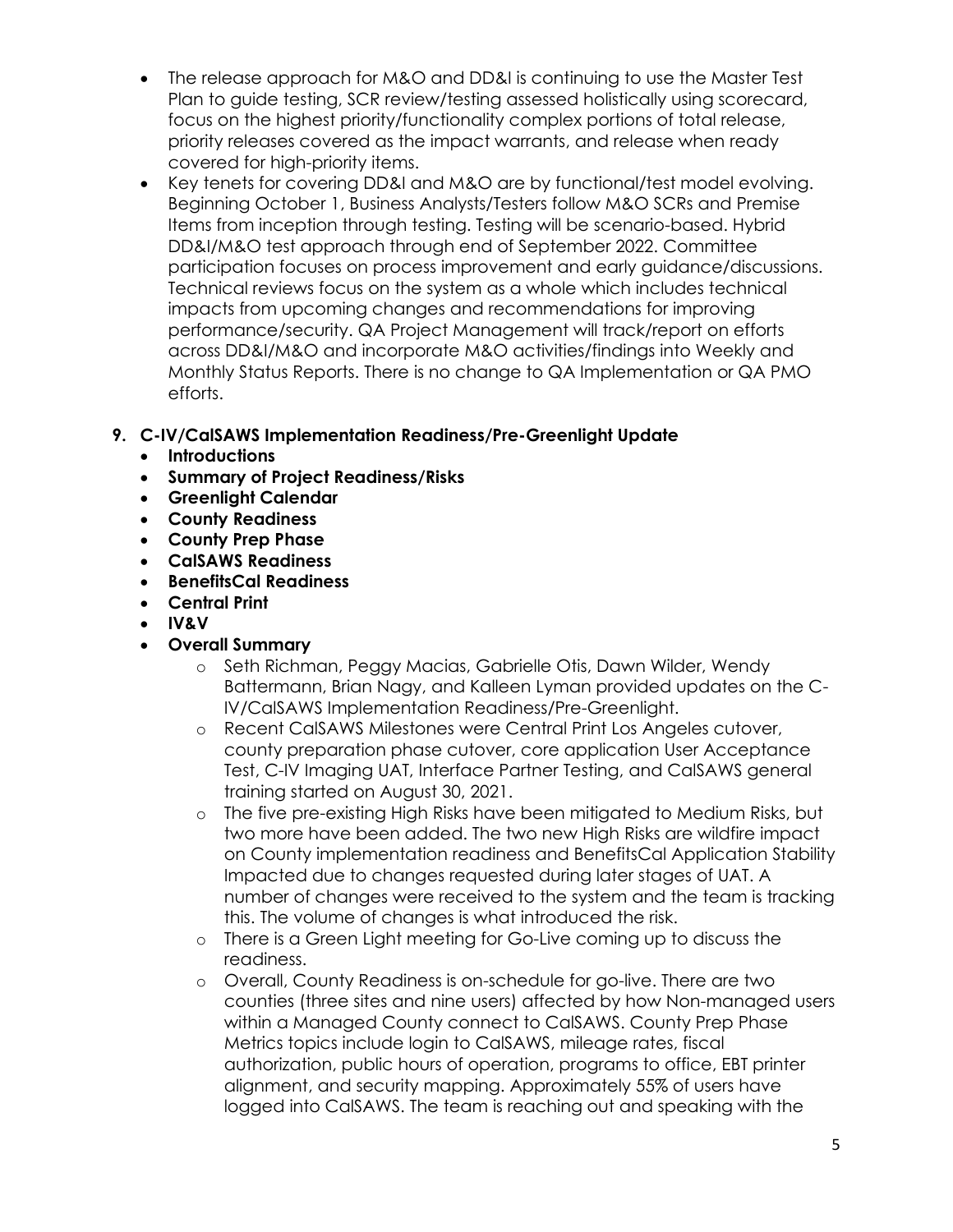- The release approach for M&O and DD&I is continuing to use the Master Test Plan to guide testing, SCR review/testing assessed holistically using scorecard, focus on the highest priority/functionality complex portions of total release, priority releases covered as the impact warrants, and release when ready covered for high-priority items.
- Key tenets for covering DD&I and M&O are by functional/test model evolving. Beginning October 1, Business Analysts/Testers follow M&O SCRs and Premise Items from inception through testing. Testing will be scenario-based. Hybrid DD&I/M&O test approach through end of September 2022. Committee participation focuses on process improvement and early guidance/discussions. Technical reviews focus on the system as a whole which includes technical impacts from upcoming changes and recommendations for improving performance/security. QA Project Management will track/report on efforts across DD&I/M&O and incorporate M&O activities/findings into Weekly and Monthly Status Reports. There is no change to QA Implementation or QA PMO efforts.

**9. C-IV/CalSAWS Implementation Readiness/Pre-Greenlight Update**

- **Introductions**
- **Summary of Project Readiness/Risks**
- **Greenlight Calendar**
- **County Readiness**
- **County Prep Phase**
- **CalSAWS Readiness**
- **BenefitsCal Readiness**
- **Central Print**
- **IV&V**
- **Overall Summary**
    - Seth Richman, Peggy Macias, Gabrielle Otis, Dawn Wilder, Wendy Battermann, Brian Nagy, and Kalleen Lyman provided updates on the C-IV/CalSAWS Implementation Readiness/Pre-Greenlight.
    - Recent CalSAWS Milestones were Central Print Los Angeles cutover, county preparation phase cutover, core application User Acceptance Test, C-IV Imaging UAT, Interface Partner Testing, and CalSAWS general training started on August 30, 2021.
    - The five pre-existing High Risks have been mitigated to Medium Risks, but two more have been added. The two new High Risks are wildfire impact on County implementation readiness and BenefitsCal Application Stability Impacted due to changes requested during later stages of UAT. A number of changes were received to the system and the team is tracking this. The volume of changes is what introduced the risk.
    - There is a Green Light meeting for Go-Live coming up to discuss the readiness.
    - Overall, County Readiness is on-schedule for go-live. There are two counties (three sites and nine users) affected by how Non-managed users within a Managed County connect to CalSAWS. County Prep Phase Metrics topics include login to CalSAWS, mileage rates, fiscal authorization, public hours of operation, programs to office, EBT printer alignment, and security mapping. Approximately 55% of users have logged into CalSAWS. The team is reaching out and speaking with the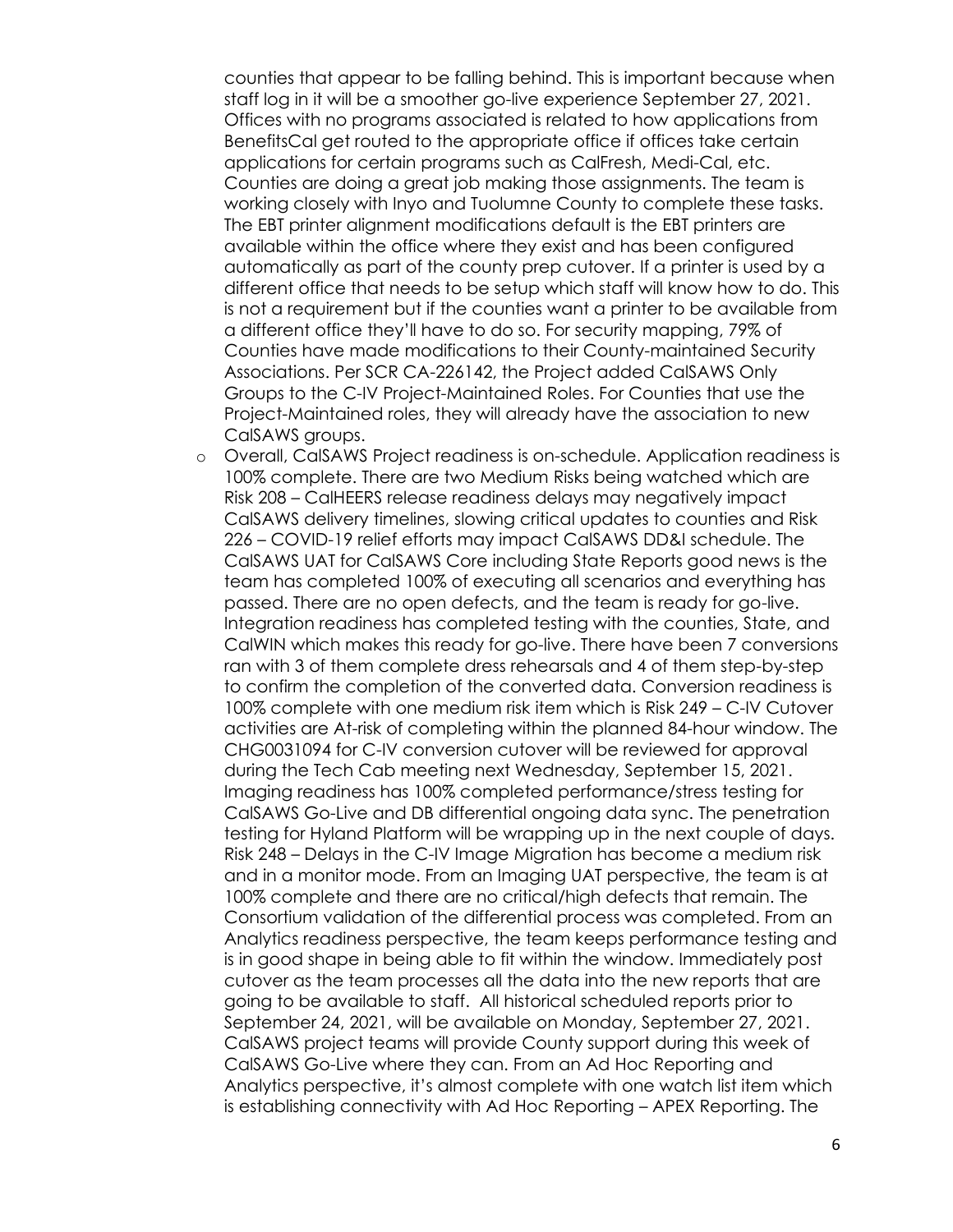counties that appear to be falling behind. This is important because when staff log in it will be a smoother go-live experience September 27, 2021. Offices with no programs associated is related to how applications from BenefitsCal get routed to the appropriate office if offices take certain applications for certain programs such as CalFresh, Medi-Cal, etc. Counties are doing a great job making those assignments. The team is working closely with Inyo and Tuolumne County to complete these tasks. The EBT printer alignment modifications default is the EBT printers are available within the office where they exist and has been configured automatically as part of the county prep cutover. If a printer is used by a different office that needs to be setup which staff will know how to do. This is not a requirement but if the counties want a printer to be available from a different office they'll have to do so. For security mapping, 79% of Counties have made modifications to their County-maintained Security Associations. Per SCR CA-226142, the Project added CalSAWS Only Groups to the C-IV Project-Maintained Roles. For Counties that use the Project-Maintained roles, they will already have the association to new CalSAWS groups.

- Overall, CalSAWS Project readiness is on-schedule. Application readiness is 100% complete. There are two Medium Risks being watched which are Risk 208 – CalHEERS release readiness delays may negatively impact CalSAWS delivery timelines, slowing critical updates to counties and Risk 226 – COVID-19 relief efforts may impact CalSAWS DD&I schedule. The CalSAWS UAT for CalSAWS Core including State Reports good news is the team has completed 100% of executing all scenarios and everything has passed. There are no open defects, and the team is ready for go-live. Integration readiness has completed testing with the counties, State, and CalWIN which makes this ready for go-live. There have been 7 conversions ran with 3 of them complete dress rehearsals and 4 of them step-by-step to confirm the completion of the converted data. Conversion readiness is 100% complete with one medium risk item which is Risk 249 – C-IV Cutover activities are At-risk of completing within the planned 84-hour window. The CHG0031094 for C-IV conversion cutover will be reviewed for approval during the Tech Cab meeting next Wednesday, September 15, 2021. Imaging readiness has 100% completed performance/stress testing for CalSAWS Go-Live and DB differential ongoing data sync. The penetration testing for Hyland Platform will be wrapping up in the next couple of days. Risk 248 – Delays in the C-IV Image Migration has become a medium risk and in a monitor mode. From an Imaging UAT perspective, the team is at 100% complete and there are no critical/high defects that remain. The Consortium validation of the differential process was completed. From an Analytics readiness perspective, the team keeps performance testing and is in good shape in being able to fit within the window. Immediately post cutover as the team processes all the data into the new reports that are going to be available to staff. All historical scheduled reports prior to September 24, 2021, will be available on Monday, September 27, 2021. CalSAWS project teams will provide County support during this week of CalSAWS Go-Live where they can. From an Ad Hoc Reporting and Analytics perspective, it's almost complete with one watch list item which is establishing connectivity with Ad Hoc Reporting – APEX Reporting. The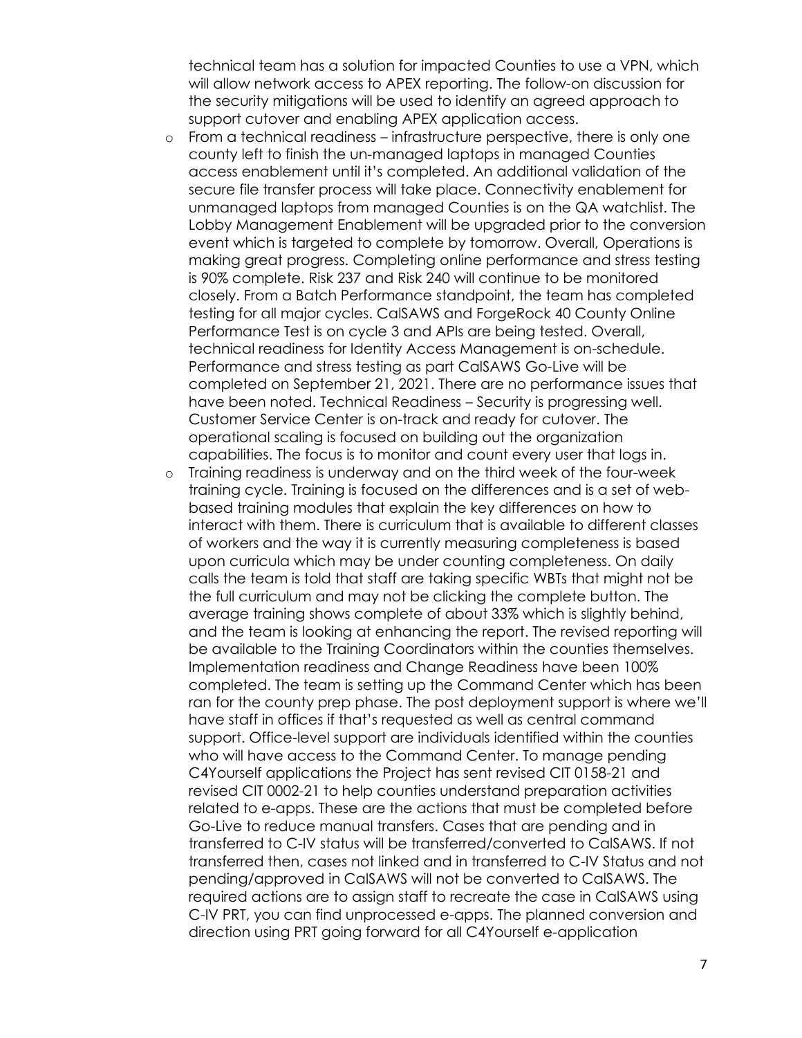technical team has a solution for impacted Counties to use a VPN, which will allow network access to APEX reporting. The follow-on discussion for the security mitigations will be used to identify an agreed approach to support cutover and enabling APEX application access.

- From a technical readiness – infrastructure perspective, there is only one county left to finish the un-managed laptops in managed Counties access enablement until it's completed. An additional validation of the secure file transfer process will take place. Connectivity enablement for unmanaged laptops from managed Counties is on the QA watchlist. The Lobby Management Enablement will be upgraded prior to the conversion event which is targeted to complete by tomorrow. Overall, Operations is making great progress. Completing online performance and stress testing is 90% complete. Risk 237 and Risk 240 will continue to be monitored closely. From a Batch Performance standpoint, the team has completed testing for all major cycles. CalSAWS and ForgeRock 40 County Online Performance Test is on cycle 3 and APIs are being tested. Overall, technical readiness for Identity Access Management is on-schedule. Performance and stress testing as part CalSAWS Go-Live will be completed on September 21, 2021. There are no performance issues that have been noted. Technical Readiness – Security is progressing well. Customer Service Center is on-track and ready for cutover. The operational scaling is focused on building out the organization capabilities. The focus is to monitor and count every user that logs in.
- Training readiness is underway and on the third week of the four-week training cycle. Training is focused on the differences and is a set of web-based training modules that explain the key differences on how to interact with them. There is curriculum that is available to different classes of workers and the way it is currently measuring completeness is based upon curricula which may be under counting completeness. On daily calls the team is told that staff are taking specific WBTs that might not be the full curriculum and may not be clicking the complete button. The average training shows complete of about 33% which is slightly behind, and the team is looking at enhancing the report. The revised reporting will be available to the Training Coordinators within the counties themselves. Implementation readiness and Change Readiness have been 100% completed. The team is setting up the Command Center which has been ran for the county prep phase. The post deployment support is where we'll have staff in offices if that's requested as well as central command support. Office-level support are individuals identified within the counties who will have access to the Command Center. To manage pending C4Yourself applications the Project has sent revised CIT 0158-21 and revised CIT 0002-21 to help counties understand preparation activities related to e-apps. These are the actions that must be completed before Go-Live to reduce manual transfers. Cases that are pending and in transferred to C-IV status will be transferred/converted to CalSAWS. If not transferred then, cases not linked and in transferred to C-IV Status and not pending/approved in CalSAWS will not be converted to CalSAWS. The required actions are to assign staff to recreate the case in CalSAWS using C-IV PRT, you can find unprocessed e-apps. The planned conversion and direction using PRT going forward for all C4Yourself e-application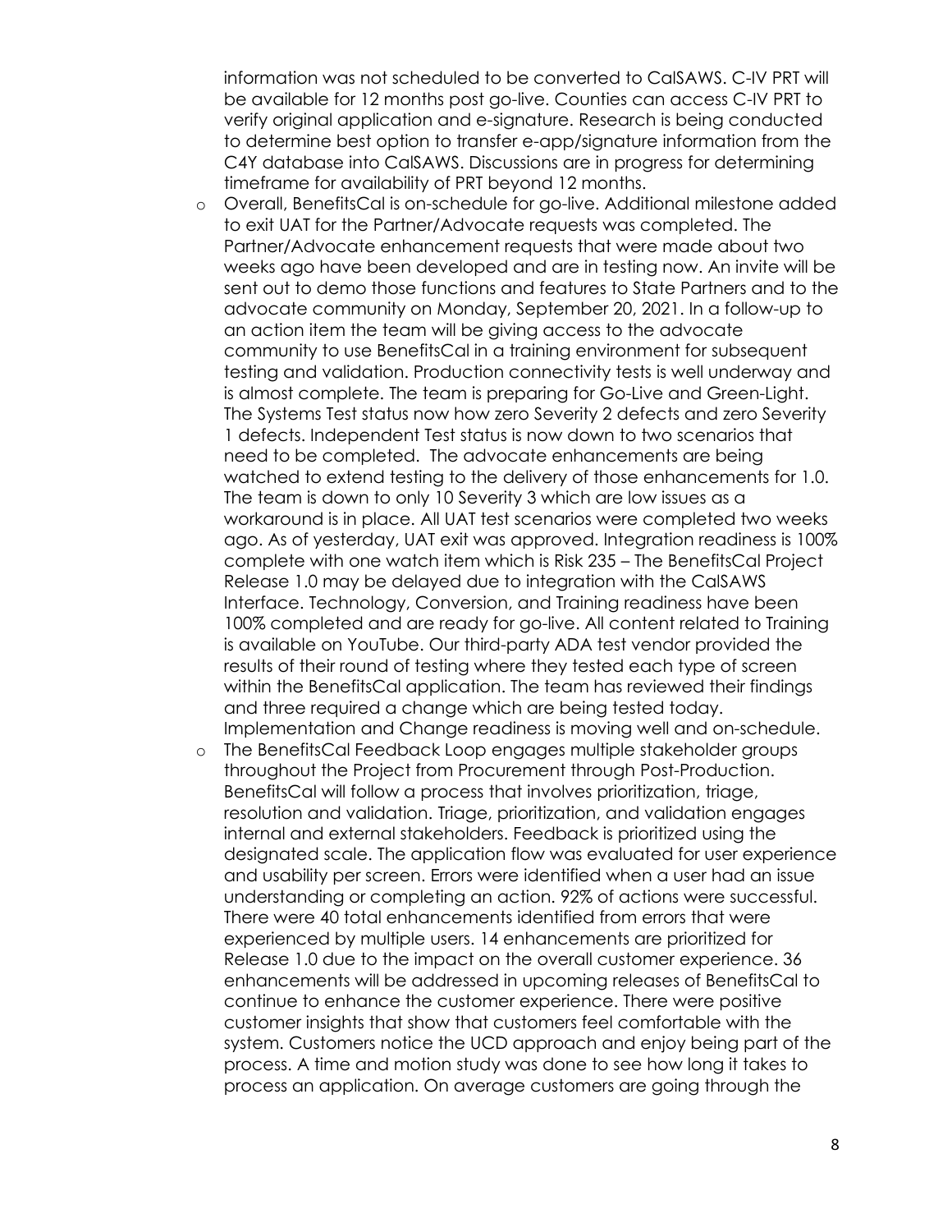information was not scheduled to be converted to CalSAWS. C-IV PRT will be available for 12 months post go-live. Counties can access C-IV PRT to verify original application and e-signature. Research is being conducted to determine best option to transfer e-app/signature information from the C4Y database into CalSAWS. Discussions are in progress for determining timeframe for availability of PRT beyond 12 months.

- Overall, BenefitsCal is on-schedule for go-live. Additional milestone added to exit UAT for the Partner/Advocate requests was completed. The Partner/Advocate enhancement requests that were made about two weeks ago have been developed and are in testing now. An invite will be sent out to demo those functions and features to State Partners and to the advocate community on Monday, September 20, 2021. In a follow-up to an action item the team will be giving access to the advocate community to use BenefitsCal in a training environment for subsequent testing and validation. Production connectivity tests is well underway and is almost complete. The team is preparing for Go-Live and Green-Light. The Systems Test status now how zero Severity 2 defects and zero Severity 1 defects. Independent Test status is now down to two scenarios that need to be completed. The advocate enhancements are being watched to extend testing to the delivery of those enhancements for 1.0. The team is down to only 10 Severity 3 which are low issues as a workaround is in place. All UAT test scenarios were completed two weeks ago. As of yesterday, UAT exit was approved. Integration readiness is 100% complete with one watch item which is Risk 235 – The BenefitsCal Project Release 1.0 may be delayed due to integration with the CalSAWS Interface. Technology, Conversion, and Training readiness have been 100% completed and are ready for go-live. All content related to Training is available on YouTube. Our third-party ADA test vendor provided the results of their round of testing where they tested each type of screen within the BenefitsCal application. The team has reviewed their findings and three required a change which are being tested today. Implementation and Change readiness is moving well and on-schedule.
- The BenefitsCal Feedback Loop engages multiple stakeholder groups throughout the Project from Procurement through Post-Production. BenefitsCal will follow a process that involves prioritization, triage, resolution and validation. Triage, prioritization, and validation engages internal and external stakeholders. Feedback is prioritized using the designated scale. The application flow was evaluated for user experience and usability per screen. Errors were identified when a user had an issue understanding or completing an action. 92% of actions were successful. There were 40 total enhancements identified from errors that were experienced by multiple users. 14 enhancements are prioritized for Release 1.0 due to the impact on the overall customer experience. 36 enhancements will be addressed in upcoming releases of BenefitsCal to continue to enhance the customer experience. There were positive customer insights that show that customers feel comfortable with the system. Customers notice the UCD approach and enjoy being part of the process. A time and motion study was done to see how long it takes to process an application. On average customers are going through the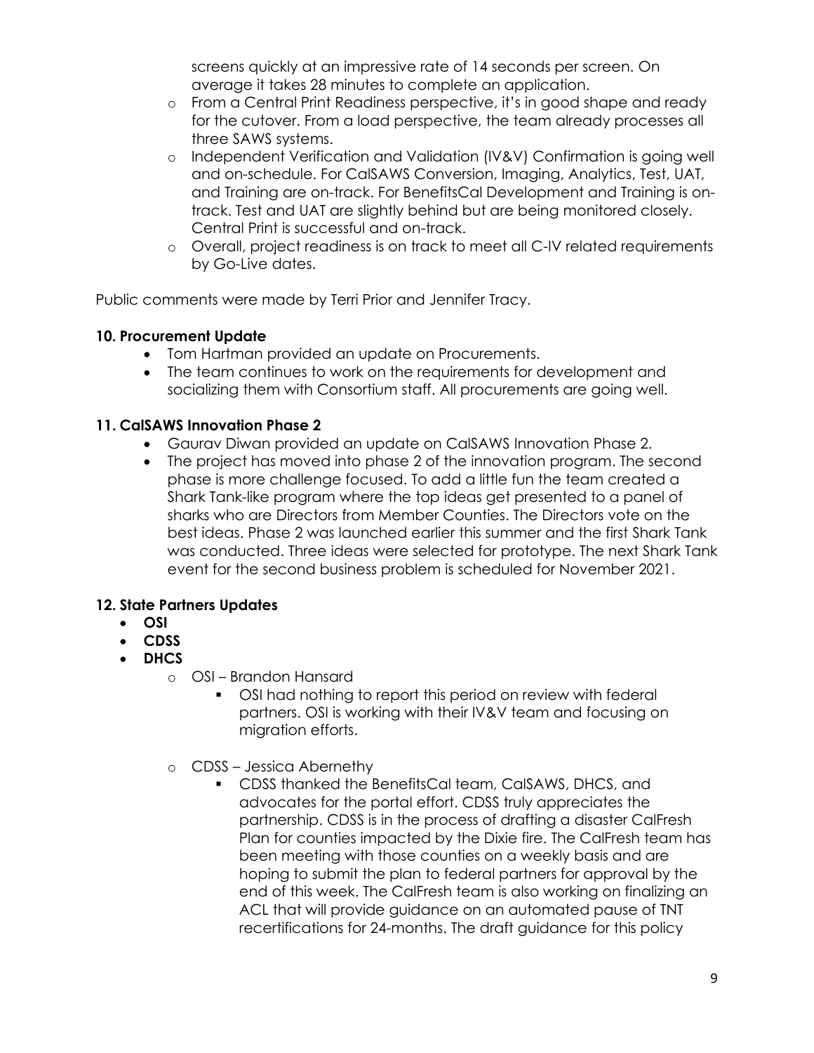screens quickly at an impressive rate of 14 seconds per screen. On average it takes 28 minutes to complete an application.
- From a Central Print Readiness perspective, it's in good shape and ready for the cutover. From a load perspective, the team already processes all three SAWS systems.
- Independent Verification and Validation (IV&V) Confirmation is going well and on-schedule. For CalSAWS Conversion, Imaging, Analytics, Test, UAT, and Training are on-track. For BenefitsCal Development and Training is on-track. Test and UAT are slightly behind but are being monitored closely. Central Print is successful and on-track.
- Overall, project readiness is on track to meet all C-IV related requirements by Go-Live dates.

Public comments were made by Terri Prior and Jennifer Tracy.

**10. Procurement Update**

- Tom Hartman provided an update on Procurements.
- The team continues to work on the requirements for development and socializing them with Consortium staff. All procurements are going well.

**11. CalSAWS Innovation Phase 2**

- Gaurav Diwan provided an update on CalSAWS Innovation Phase 2.
- The project has moved into phase 2 of the innovation program. The second phase is more challenge focused. To add a little fun the team created a Shark Tank-like program where the top ideas get presented to a panel of sharks who are Directors from Member Counties. The Directors vote on the best ideas. Phase 2 was launched earlier this summer and the first Shark Tank was conducted. Three ideas were selected for prototype. The next Shark Tank event for the second business problem is scheduled for November 2021.

**12. State Partners Updates**

- **OSI**
- **CDSS**
- **DHCS**
  - OSI – Brandon Hansard
    - OSI had nothing to report this period on review with federal partners. OSI is working with their IV&V team and focusing on migration efforts.
  - CDSS – Jessica Abernethy
    - CDSS thanked the BenefitsCal team, CalSAWS, DHCS, and advocates for the portal effort. CDSS truly appreciates the partnership. CDSS is in the process of drafting a disaster CalFresh Plan for counties impacted by the Dixie fire. The CalFresh team has been meeting with those counties on a weekly basis and are hoping to submit the plan to federal partners for approval by the end of this week. The CalFresh team is also working on finalizing an ACL that will provide guidance on an automated pause of TNT recertifications for 24-months. The draft guidance for this policy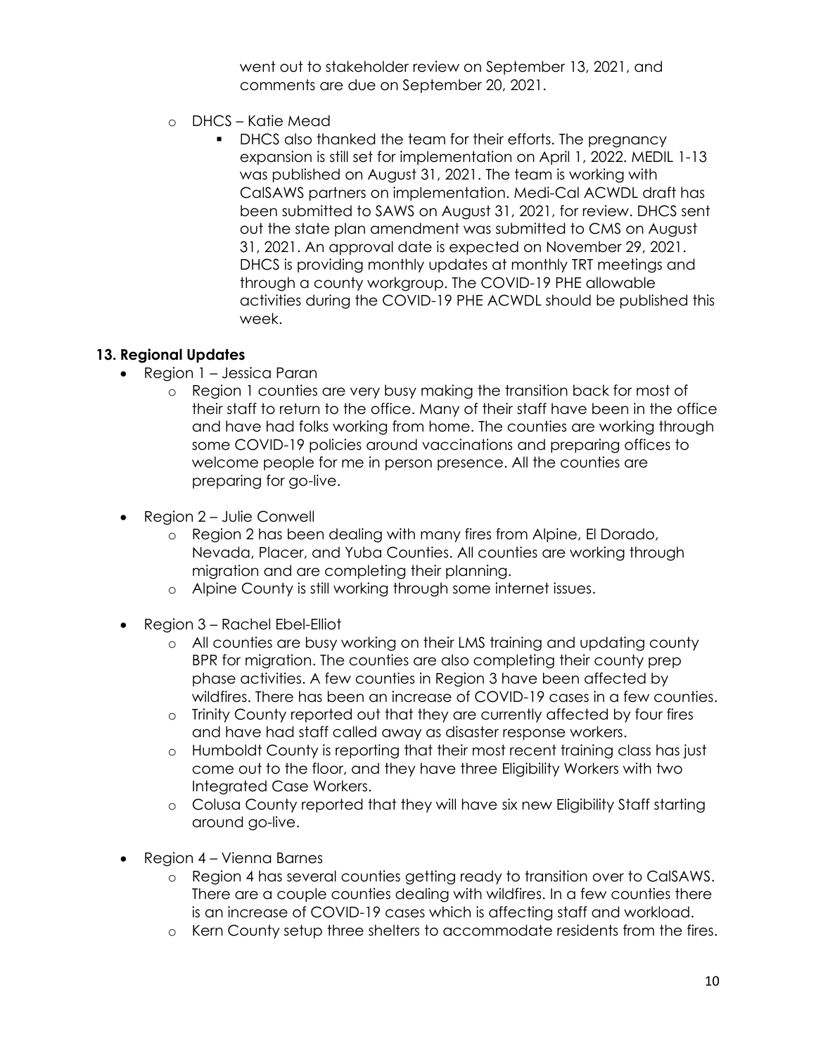went out to stakeholder review on September 13, 2021, and comments are due on September 20, 2021.

- DHCS – Katie Mead
  - DHCS also thanked the team for their efforts. The pregnancy expansion is still set for implementation on April 1, 2022. MEDIL 1-13 was published on August 31, 2021. The team is working with CalSAWS partners on implementation. Medi-Cal ACWDL draft has been submitted to SAWS on August 31, 2021, for review. DHCS sent out the state plan amendment was submitted to CMS on August 31, 2021. An approval date is expected on November 29, 2021. DHCS is providing monthly updates at monthly TRT meetings and through a county workgroup. The COVID-19 PHE allowable activities during the COVID-19 PHE ACWDL should be published this week.

### 13. Regional Updates

- Region 1 – Jessica Paran
  - Region 1 counties are very busy making the transition back for most of their staff to return to the office. Many of their staff have been in the office and have had folks working from home. The counties are working through some COVID-19 policies around vaccinations and preparing offices to welcome people for me in person presence. All the counties are preparing for go-live.
- Region 2 – Julie Conwell
  - Region 2 has been dealing with many fires from Alpine, El Dorado, Nevada, Placer, and Yuba Counties. All counties are working through migration and are completing their planning.
  - Alpine County is still working through some internet issues.
- Region 3 – Rachel Ebel-Elliot
  - All counties are busy working on their LMS training and updating county BPR for migration. The counties are also completing their county prep phase activities. A few counties in Region 3 have been affected by wildfires. There has been an increase of COVID-19 cases in a few counties.
  - Trinity County reported out that they are currently affected by four fires and have had staff called away as disaster response workers.
  - Humboldt County is reporting that their most recent training class has just come out to the floor, and they have three Eligibility Workers with two Integrated Case Workers.
  - Colusa County reported that they will have six new Eligibility Staff starting around go-live.
- Region 4 – Vienna Barnes
  - Region 4 has several counties getting ready to transition over to CalSAWS. There are a couple counties dealing with wildfires. In a few counties there is an increase of COVID-19 cases which is affecting staff and workload.
  - Kern County setup three shelters to accommodate residents from the fires.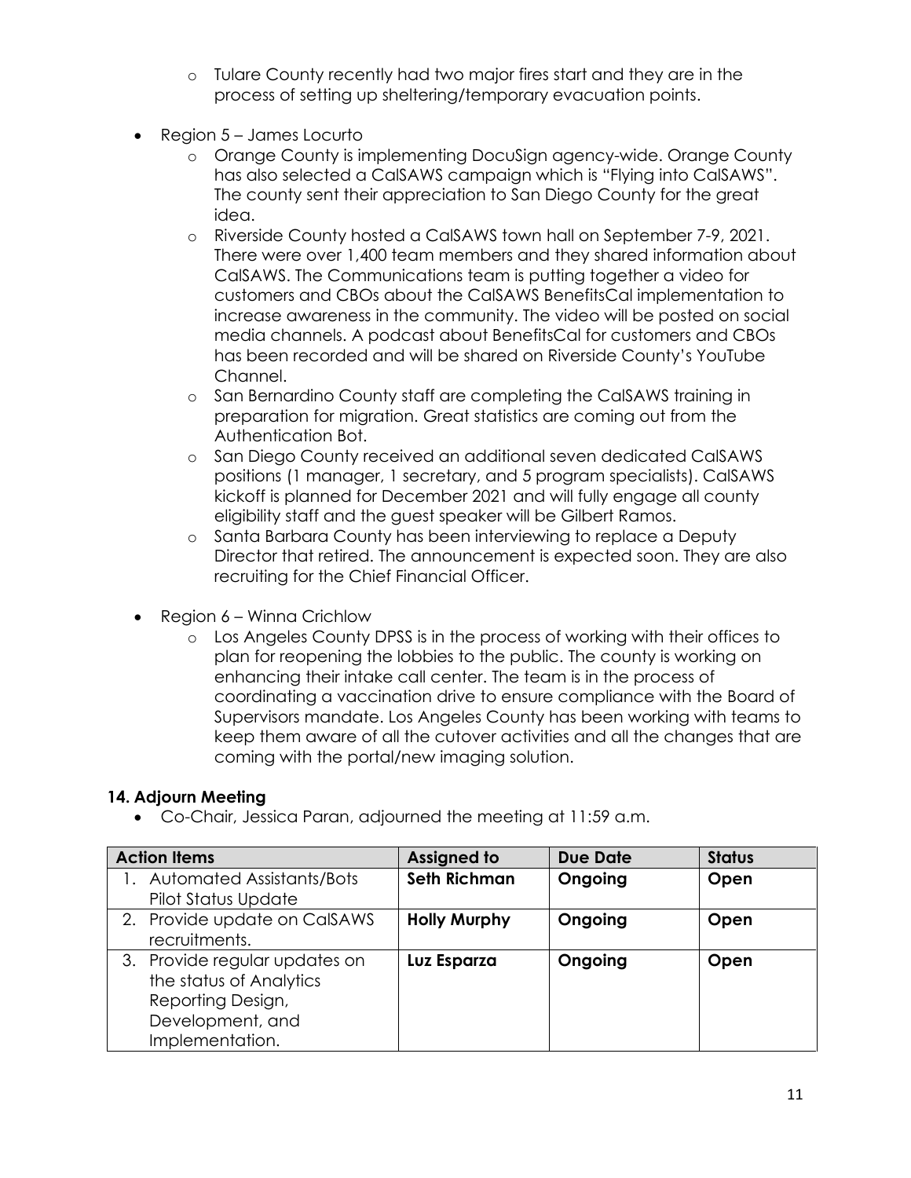- Tulare County recently had two major fires start and they are in the process of setting up sheltering/temporary evacuation points.
- Region 5 – James Locurto
  - Orange County is implementing DocuSign agency-wide. Orange County has also selected a CalSAWS campaign which is "Flying into CalSAWS". The county sent their appreciation to San Diego County for the great idea.
  - Riverside County hosted a CalSAWS town hall on September 7-9, 2021. There were over 1,400 team members and they shared information about CalSAWS. The Communications team is putting together a video for customers and CBOs about the CalSAWS BenefitsCal implementation to increase awareness in the community. The video will be posted on social media channels. A podcast about BenefitsCal for customers and CBOs has been recorded and will be shared on Riverside County's YouTube Channel.
  - San Bernardino County staff are completing the CalSAWS training in preparation for migration. Great statistics are coming out from the Authentication Bot.
  - San Diego County received an additional seven dedicated CalSAWS positions (1 manager, 1 secretary, and 5 program specialists). CalSAWS kickoff is planned for December 2021 and will fully engage all county eligibility staff and the guest speaker will be Gilbert Ramos.
  - Santa Barbara County has been interviewing to replace a Deputy Director that retired. The announcement is expected soon. They are also recruiting for the Chief Financial Officer.
- Region 6 – Winna Crichlow
  - Los Angeles County DPSS is in the process of working with their offices to plan for reopening the lobbies to the public. The county is working on enhancing their intake call center. The team is in the process of coordinating a vaccination drive to ensure compliance with the Board of Supervisors mandate. Los Angeles County has been working with teams to keep them aware of all the cutover activities and all the changes that are coming with the portal/new imaging solution.

### 14. Adjourn Meeting

- Co-Chair, Jessica Paran, adjourned the meeting at 11:59 a.m.

| Action Items | Assigned to | Due Date | Status |
|---|---|---|---|
| 1. Automated Assistants/Bots Pilot Status Update | **Seth Richman** | **Ongoing** | **Open** |
| 2. Provide update on CalSAWS recruitments. | **Holly Murphy** | **Ongoing** | **Open** |
| 3. Provide regular updates on the status of Analytics Reporting Design, Development, and Implementation. | **Luz Esparza** | **Ongoing** | **Open** |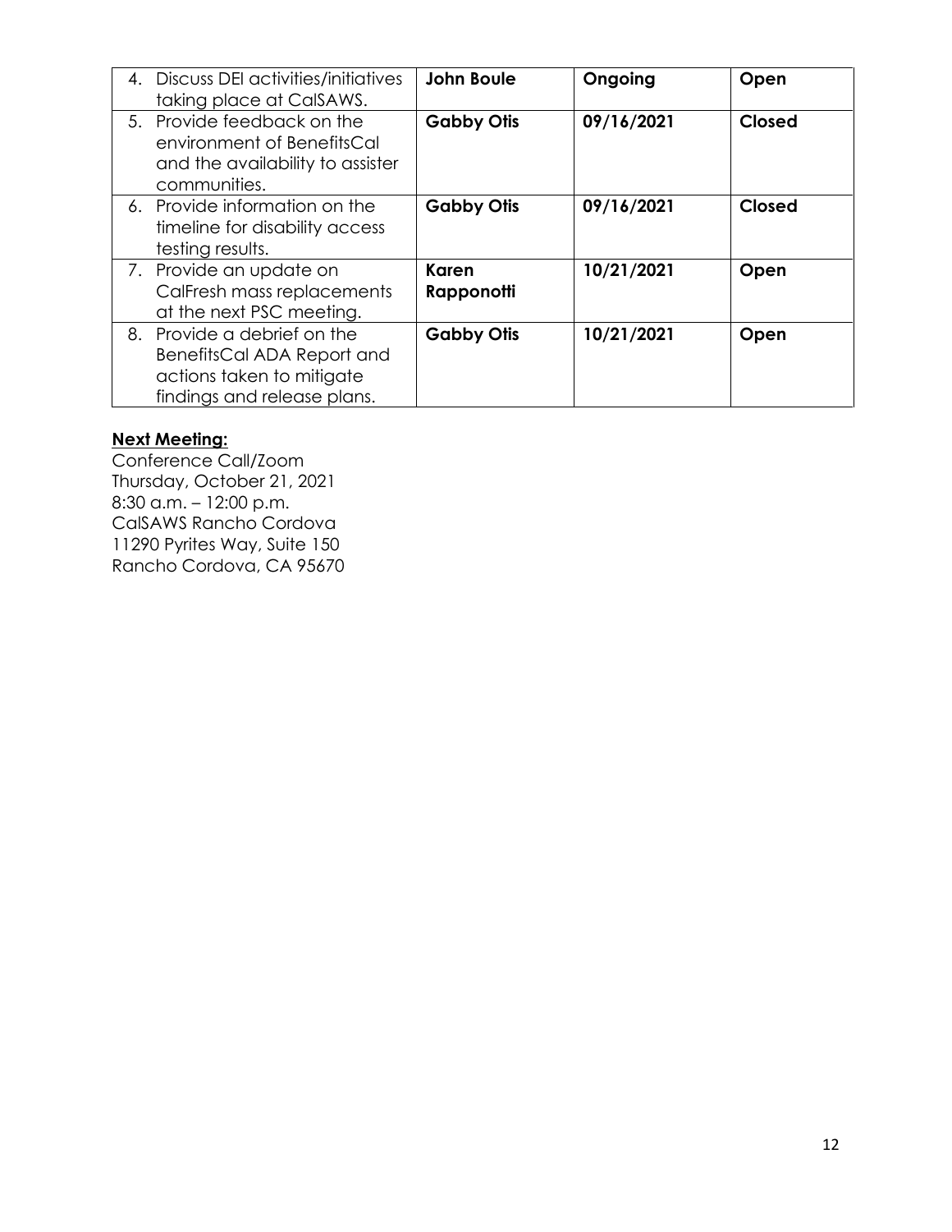| | | | |
|---|---|---|---|
| 4. Discuss DEI activities/initiatives taking place at CalSAWS. | **John Boule** | **Ongoing** | **Open** |
| 5. Provide feedback on the environment of BenefitsCal and the availability to assister communities. | **Gabby Otis** | **09/16/2021** | **Closed** |
| 6. Provide information on the timeline for disability access testing results. | **Gabby Otis** | **09/16/2021** | **Closed** |
| 7. Provide an update on CalFresh mass replacements at the next PSC meeting. | **Karen Rapponotti** | **10/21/2021** | **Open** |
| 8. Provide a debrief on the BenefitsCal ADA Report and actions taken to mitigate findings and release plans. | **Gabby Otis** | **10/21/2021** | **Open** |

**Next Meeting:**

Conference Call/Zoom
Thursday, October 21, 2021
8:30 a.m. – 12:00 p.m.
CalSAWS Rancho Cordova
11290 Pyrites Way, Suite 150
Rancho Cordova, CA 95670